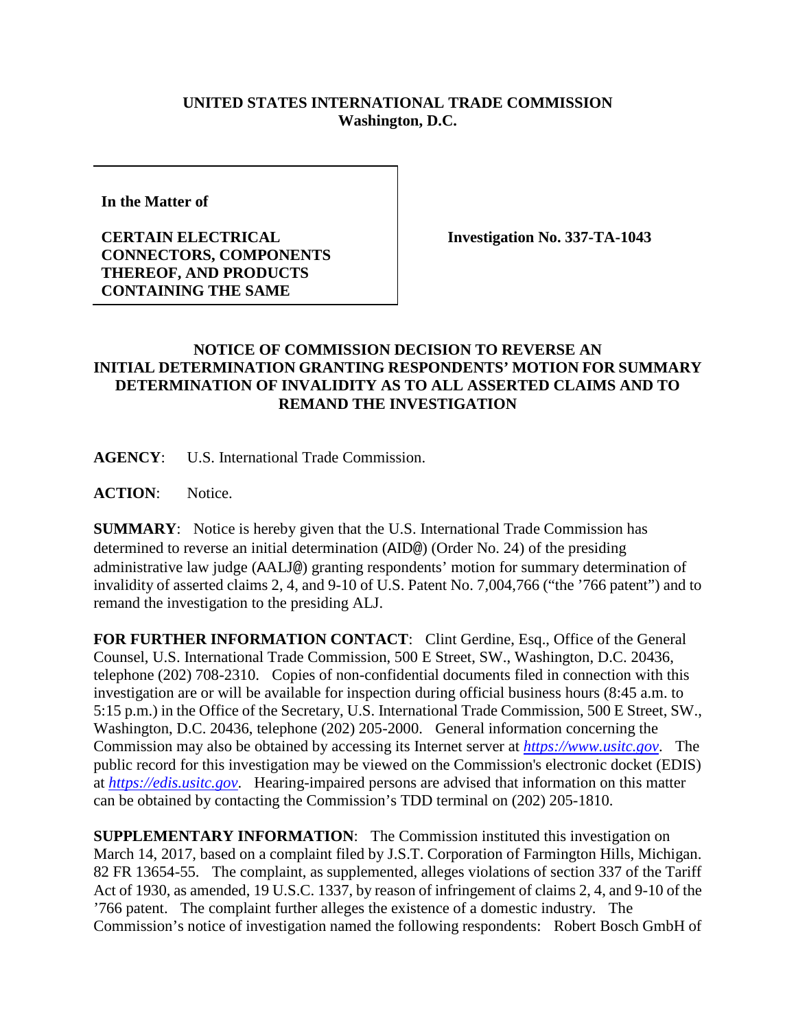**UNITED STATES INTERNATIONAL TRADE COMMISSION**
**Washington, D.C.**

| | |
|---|---|
| **In the Matter of**<br><br>**CERTAIN ELECTRICAL CONNECTORS, COMPONENTS THEREOF, AND PRODUCTS CONTAINING THE SAME** | **Investigation No. 337-TA-1043** |

**NOTICE OF COMMISSION DECISION TO REVERSE AN INITIAL DETERMINATION GRANTING RESPONDENTS' MOTION FOR SUMMARY DETERMINATION OF INVALIDITY AS TO ALL ASSERTED CLAIMS AND TO REMAND THE INVESTIGATION**

**AGENCY**: U.S. International Trade Commission.

**ACTION**: Notice.

**SUMMARY**: Notice is hereby given that the U.S. International Trade Commission has determined to reverse an initial determination (AID@) (Order No. 24) of the presiding administrative law judge (AALJ@) granting respondents' motion for summary determination of invalidity of asserted claims 2, 4, and 9-10 of U.S. Patent No. 7,004,766 ("the '766 patent") and to remand the investigation to the presiding ALJ.

**FOR FURTHER INFORMATION CONTACT**: Clint Gerdine, Esq., Office of the General Counsel, U.S. International Trade Commission, 500 E Street, SW., Washington, D.C. 20436, telephone (202) 708-2310. Copies of non-confidential documents filed in connection with this investigation are or will be available for inspection during official business hours (8:45 a.m. to 5:15 p.m.) in the Office of the Secretary, U.S. International Trade Commission, 500 E Street, SW., Washington, D.C. 20436, telephone (202) 205-2000. General information concerning the Commission may also be obtained by accessing its Internet server at *https://www.usitc.gov*. The public record for this investigation may be viewed on the Commission's electronic docket (EDIS) at *https://edis.usitc.gov*. Hearing-impaired persons are advised that information on this matter can be obtained by contacting the Commission's TDD terminal on (202) 205-1810.

**SUPPLEMENTARY INFORMATION**: The Commission instituted this investigation on March 14, 2017, based on a complaint filed by J.S.T. Corporation of Farmington Hills, Michigan. 82 FR 13654-55. The complaint, as supplemented, alleges violations of section 337 of the Tariff Act of 1930, as amended, 19 U.S.C. 1337, by reason of infringement of claims 2, 4, and 9-10 of the '766 patent. The complaint further alleges the existence of a domestic industry. The Commission's notice of investigation named the following respondents: Robert Bosch GmbH of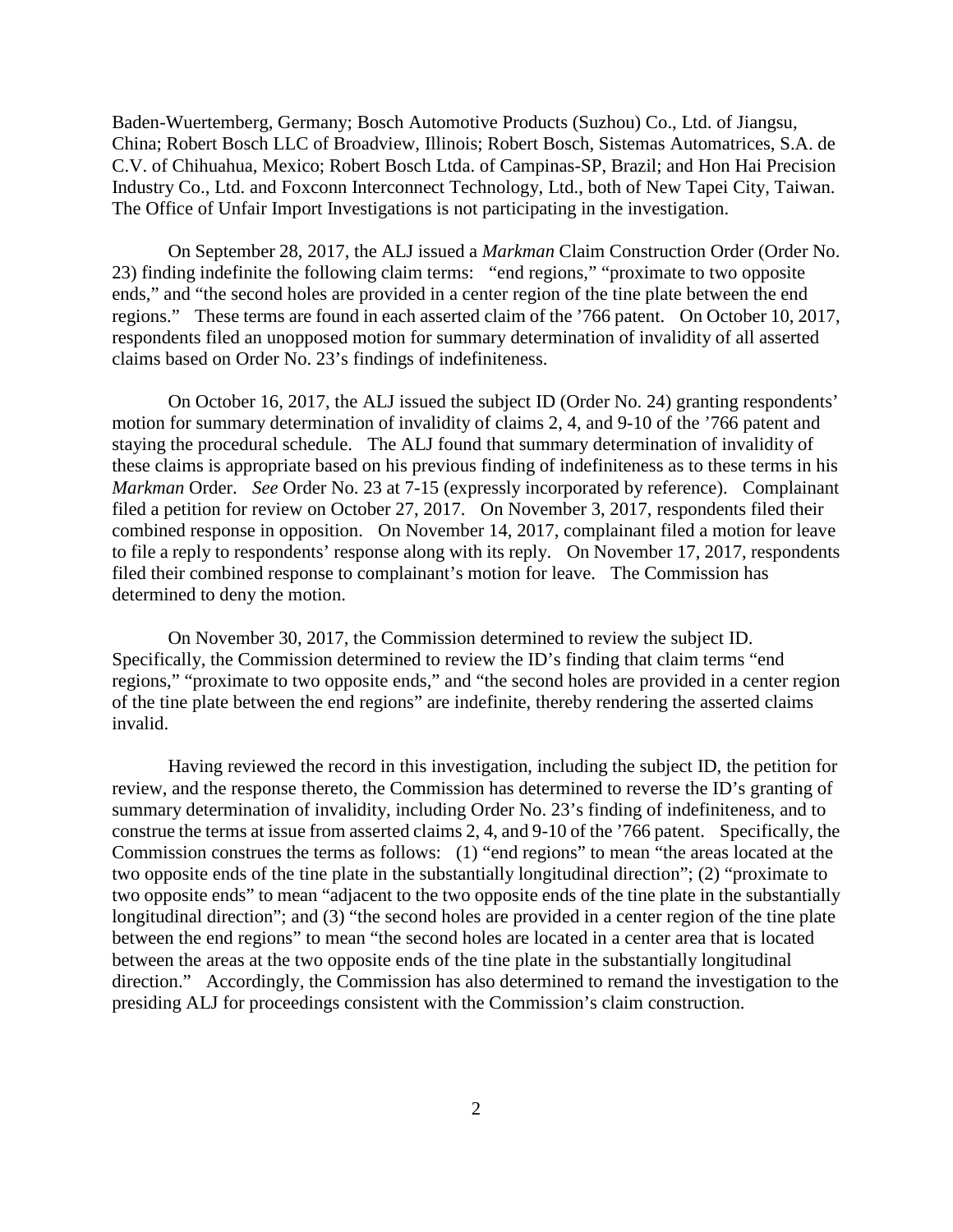Baden-Wuertemberg, Germany; Bosch Automotive Products (Suzhou) Co., Ltd. of Jiangsu, China; Robert Bosch LLC of Broadview, Illinois; Robert Bosch, Sistemas Automatrices, S.A. de C.V. of Chihuahua, Mexico; Robert Bosch Ltda. of Campinas-SP, Brazil; and Hon Hai Precision Industry Co., Ltd. and Foxconn Interconnect Technology, Ltd., both of New Tapei City, Taiwan. The Office of Unfair Import Investigations is not participating in the investigation.

On September 28, 2017, the ALJ issued a *Markman* Claim Construction Order (Order No. 23) finding indefinite the following claim terms: "end regions," "proximate to two opposite ends," and "the second holes are provided in a center region of the tine plate between the end regions." These terms are found in each asserted claim of the '766 patent. On October 10, 2017, respondents filed an unopposed motion for summary determination of invalidity of all asserted claims based on Order No. 23's findings of indefiniteness.

On October 16, 2017, the ALJ issued the subject ID (Order No. 24) granting respondents' motion for summary determination of invalidity of claims 2, 4, and 9-10 of the '766 patent and staying the procedural schedule. The ALJ found that summary determination of invalidity of these claims is appropriate based on his previous finding of indefiniteness as to these terms in his *Markman* Order. *See* Order No. 23 at 7-15 (expressly incorporated by reference). Complainant filed a petition for review on October 27, 2017. On November 3, 2017, respondents filed their combined response in opposition. On November 14, 2017, complainant filed a motion for leave to file a reply to respondents' response along with its reply. On November 17, 2017, respondents filed their combined response to complainant's motion for leave. The Commission has determined to deny the motion.

On November 30, 2017, the Commission determined to review the subject ID. Specifically, the Commission determined to review the ID's finding that claim terms "end regions," "proximate to two opposite ends," and "the second holes are provided in a center region of the tine plate between the end regions" are indefinite, thereby rendering the asserted claims invalid.

Having reviewed the record in this investigation, including the subject ID, the petition for review, and the response thereto, the Commission has determined to reverse the ID's granting of summary determination of invalidity, including Order No. 23's finding of indefiniteness, and to construe the terms at issue from asserted claims 2, 4, and 9-10 of the '766 patent. Specifically, the Commission construes the terms as follows: (1) "end regions" to mean "the areas located at the two opposite ends of the tine plate in the substantially longitudinal direction"; (2) "proximate to two opposite ends" to mean "adjacent to the two opposite ends of the tine plate in the substantially longitudinal direction"; and (3) "the second holes are provided in a center region of the tine plate between the end regions" to mean "the second holes are located in a center area that is located between the areas at the two opposite ends of the tine plate in the substantially longitudinal direction." Accordingly, the Commission has also determined to remand the investigation to the presiding ALJ for proceedings consistent with the Commission's claim construction.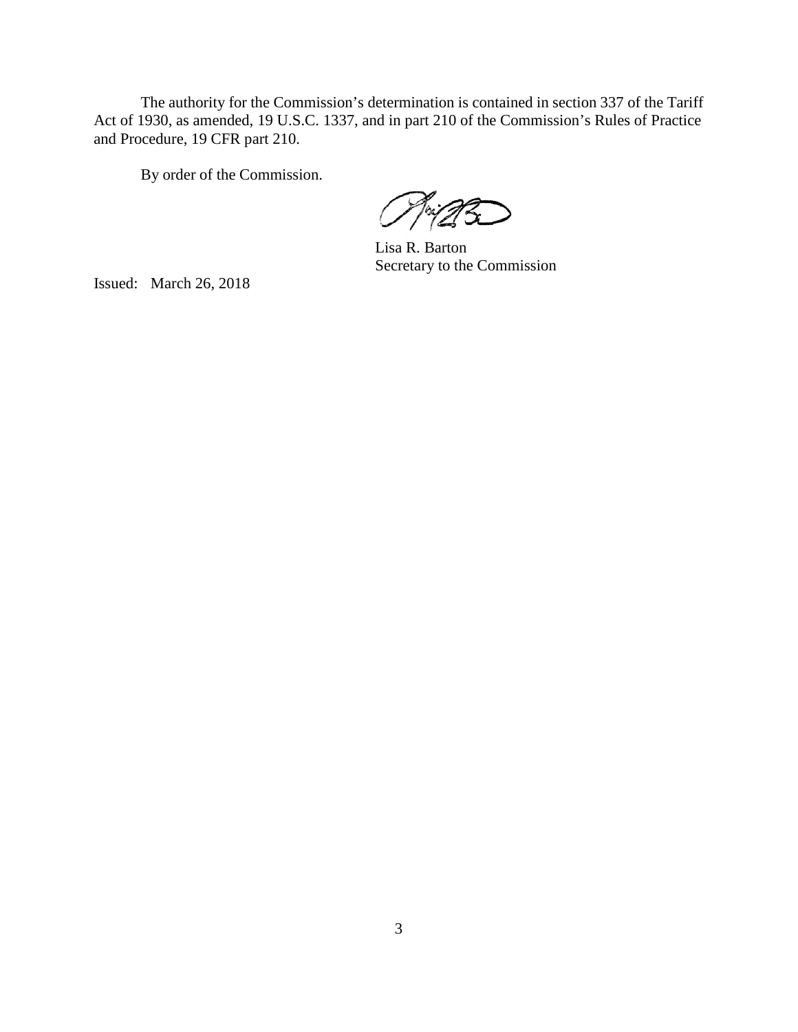The authority for the Commission's determination is contained in section 337 of the Tariff Act of 1930, as amended, 19 U.S.C. 1337, and in part 210 of the Commission's Rules of Practice and Procedure, 19 CFR part 210.

By order of the Commission.

Lisa R. Barton
Secretary to the Commission

Issued: March 26, 2018